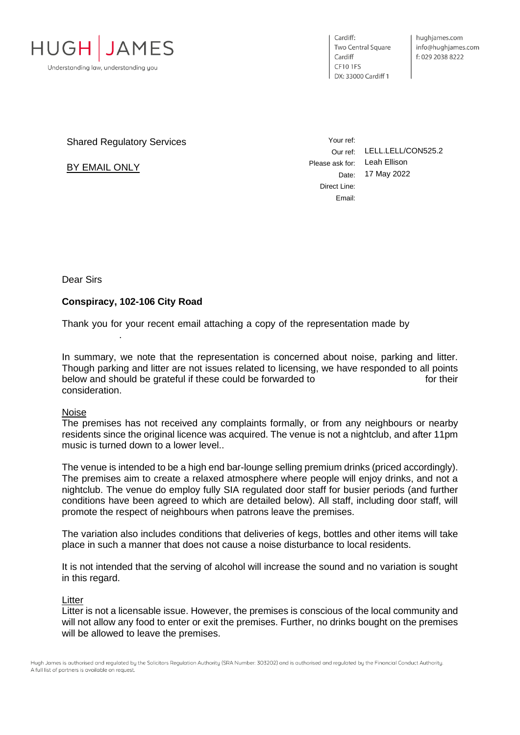HUGH | JAMES

Understanding law, understanding you

Cardiff:
Two Central Square
Cardiff
CF10 1FS
DX: 33000 Cardiff 1

hughjames.com
info@hughjames.com
f: 029 2038 8222

Shared Regulatory Services

BY EMAIL ONLY

Your ref:
Our ref: LELL.LELL/CON525.2
Please ask for: Leah Ellison
Date: 17 May 2022
Direct Line:
Email:

Dear Sirs

**Conspiracy, 102-106 City Road**

Thank you for your recent email attaching a copy of the representation made by .

In summary, we note that the representation is concerned about noise, parking and litter. Though parking and litter are not issues related to licensing, we have responded to all points below and should be grateful if these could be forwarded to for their consideration.

Noise

The premises has not received any complaints formally, or from any neighbours or nearby residents since the original licence was acquired. The venue is not a nightclub, and after 11pm music is turned down to a lower level..

The venue is intended to be a high end bar-lounge selling premium drinks (priced accordingly). The premises aim to create a relaxed atmosphere where people will enjoy drinks, and not a nightclub. The venue do employ fully SIA regulated door staff for busier periods (and further conditions have been agreed to which are detailed below). All staff, including door staff, will promote the respect of neighbours when patrons leave the premises.

The variation also includes conditions that deliveries of kegs, bottles and other items will take place in such a manner that does not cause a noise disturbance to local residents.

It is not intended that the serving of alcohol will increase the sound and no variation is sought in this regard.

Litter

Litter is not a licensable issue. However, the premises is conscious of the local community and will not allow any food to enter or exit the premises. Further, no drinks bought on the premises will be allowed to leave the premises.

Hugh James is authorised and regulated by the Solicitors Regulation Authority (SRA Number: 303202) and is authorised and regulated by the Financial Conduct Authority. A full list of partners is available on request.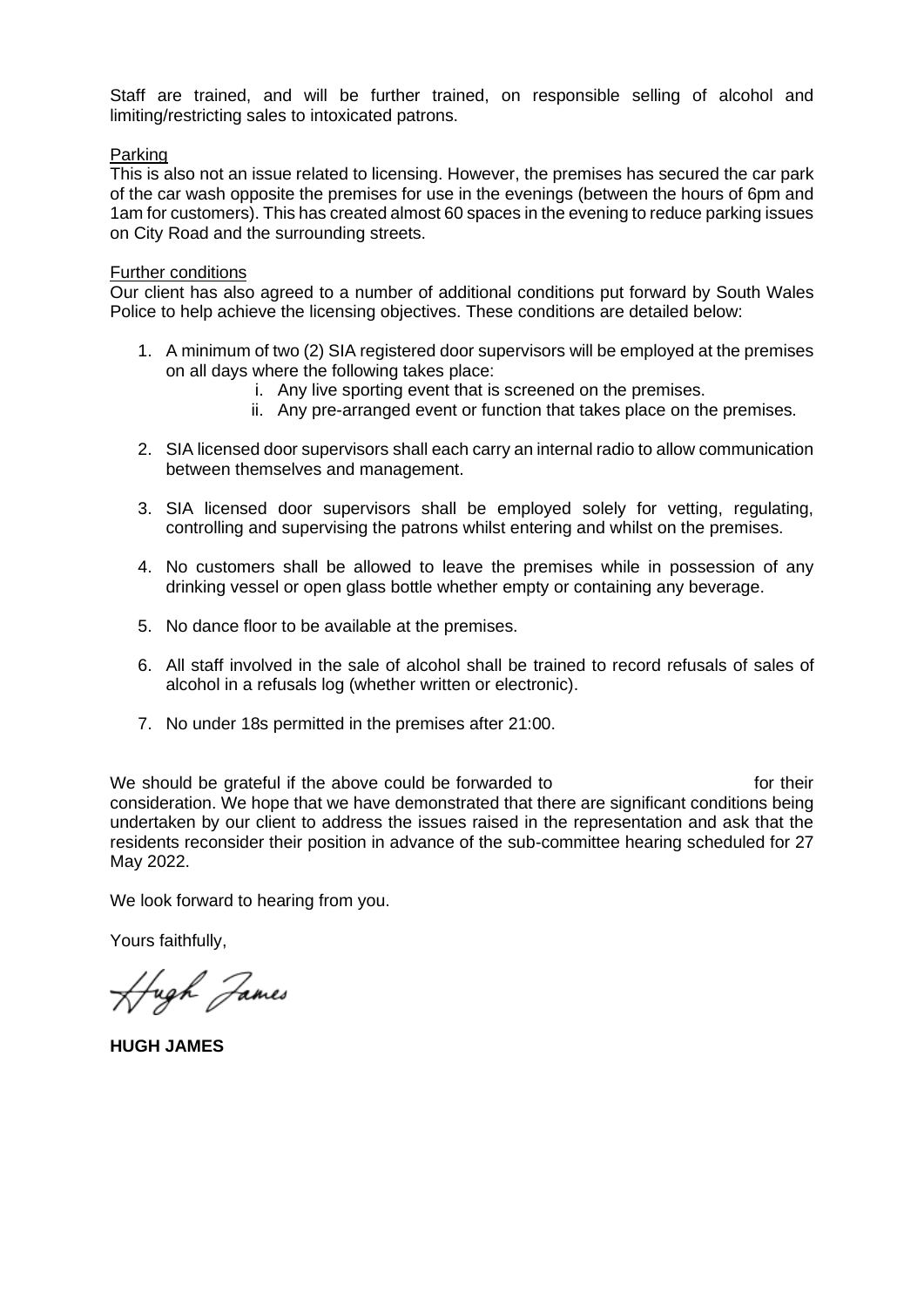Staff are trained, and will be further trained, on responsible selling of alcohol and limiting/restricting sales to intoxicated patrons.

Parking

This is also not an issue related to licensing. However, the premises has secured the car park of the car wash opposite the premises for use in the evenings (between the hours of 6pm and 1am for customers). This has created almost 60 spaces in the evening to reduce parking issues on City Road and the surrounding streets.

Further conditions

Our client has also agreed to a number of additional conditions put forward by South Wales Police to help achieve the licensing objectives. These conditions are detailed below:

1. A minimum of two (2) SIA registered door supervisors will be employed at the premises on all days where the following takes place:
   i. Any live sporting event that is screened on the premises.
   ii. Any pre-arranged event or function that takes place on the premises.

2. SIA licensed door supervisors shall each carry an internal radio to allow communication between themselves and management.

3. SIA licensed door supervisors shall be employed solely for vetting, regulating, controlling and supervising the patrons whilst entering and whilst on the premises.

4. No customers shall be allowed to leave the premises while in possession of any drinking vessel or open glass bottle whether empty or containing any beverage.

5. No dance floor to be available at the premises.

6. All staff involved in the sale of alcohol shall be trained to record refusals of sales of alcohol in a refusals log (whether written or electronic).

7. No under 18s permitted in the premises after 21:00.

We should be grateful if the above could be forwarded to for their consideration. We hope that we have demonstrated that there are significant conditions being undertaken by our client to address the issues raised in the representation and ask that the residents reconsider their position in advance of the sub-committee hearing scheduled for 27 May 2022.

We look forward to hearing from you.

Yours faithfully,

Hugh James

**HUGH JAMES**